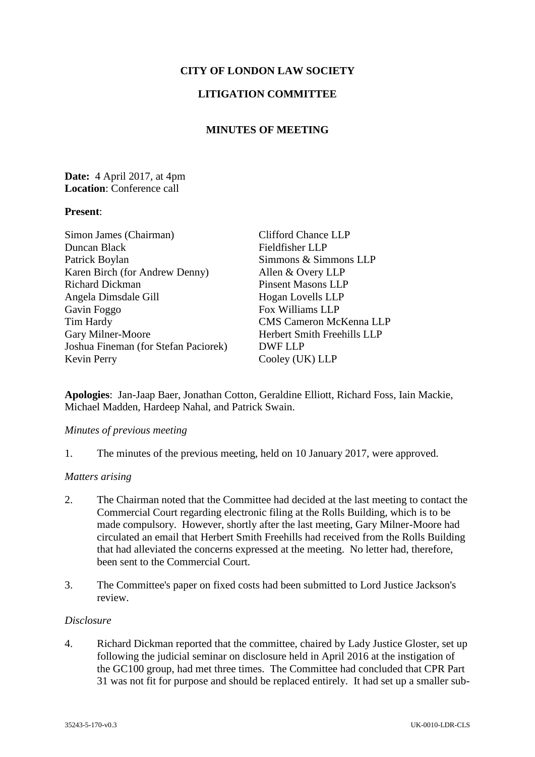**CITY OF LONDON LAW SOCIETY**

**LITIGATION COMMITTEE**

**MINUTES OF MEETING**

**Date:** 4 April 2017, at 4pm
**Location**: Conference call

**Present**:

| | |
|---|---|
| Simon James (Chairman) | Clifford Chance LLP |
| Duncan Black | Fieldfisher LLP |
| Patrick Boylan | Simmons & Simmons LLP |
| Karen Birch (for Andrew Denny) | Allen & Overy LLP |
| Richard Dickman | Pinsent Masons LLP |
| Angela Dimsdale Gill | Hogan Lovells LLP |
| Gavin Foggo | Fox Williams LLP |
| Tim Hardy | CMS Cameron McKenna LLP |
| Gary Milner-Moore | Herbert Smith Freehills LLP |
| Joshua Fineman (for Stefan Paciorek) | DWF LLP |
| Kevin Perry | Cooley (UK) LLP |

**Apologies**: Jan-Jaap Baer, Jonathan Cotton, Geraldine Elliott, Richard Foss, Iain Mackie, Michael Madden, Hardeep Nahal, and Patrick Swain.

*Minutes of previous meeting*

1. The minutes of the previous meeting, held on 10 January 2017, were approved.

*Matters arising*

2. The Chairman noted that the Committee had decided at the last meeting to contact the Commercial Court regarding electronic filing at the Rolls Building, which is to be made compulsory. However, shortly after the last meeting, Gary Milner-Moore had circulated an email that Herbert Smith Freehills had received from the Rolls Building that had alleviated the concerns expressed at the meeting. No letter had, therefore, been sent to the Commercial Court.

3. The Committee's paper on fixed costs had been submitted to Lord Justice Jackson's review.

*Disclosure*

4. Richard Dickman reported that the committee, chaired by Lady Justice Gloster, set up following the judicial seminar on disclosure held in April 2016 at the instigation of the GC100 group, had met three times. The Committee had concluded that CPR Part 31 was not fit for purpose and should be replaced entirely. It had set up a smaller sub-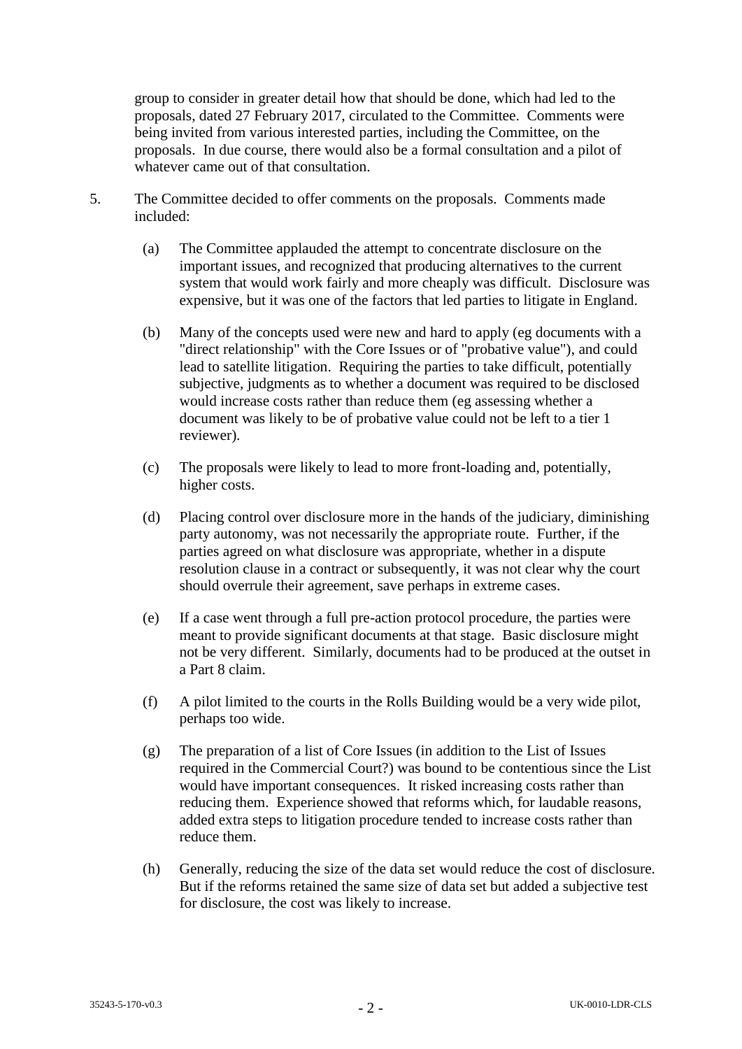group to consider in greater detail how that should be done, which had led to the proposals, dated 27 February 2017, circulated to the Committee. Comments were being invited from various interested parties, including the Committee, on the proposals. In due course, there would also be a formal consultation and a pilot of whatever came out of that consultation.

5. The Committee decided to offer comments on the proposals. Comments made included:

   (a) The Committee applauded the attempt to concentrate disclosure on the important issues, and recognized that producing alternatives to the current system that would work fairly and more cheaply was difficult. Disclosure was expensive, but it was one of the factors that led parties to litigate in England.

   (b) Many of the concepts used were new and hard to apply (eg documents with a "direct relationship" with the Core Issues or of "probative value"), and could lead to satellite litigation. Requiring the parties to take difficult, potentially subjective, judgments as to whether a document was required to be disclosed would increase costs rather than reduce them (eg assessing whether a document was likely to be of probative value could not be left to a tier 1 reviewer).

   (c) The proposals were likely to lead to more front-loading and, potentially, higher costs.

   (d) Placing control over disclosure more in the hands of the judiciary, diminishing party autonomy, was not necessarily the appropriate route. Further, if the parties agreed on what disclosure was appropriate, whether in a dispute resolution clause in a contract or subsequently, it was not clear why the court should overrule their agreement, save perhaps in extreme cases.

   (e) If a case went through a full pre-action protocol procedure, the parties were meant to provide significant documents at that stage. Basic disclosure might not be very different. Similarly, documents had to be produced at the outset in a Part 8 claim.

   (f) A pilot limited to the courts in the Rolls Building would be a very wide pilot, perhaps too wide.

   (g) The preparation of a list of Core Issues (in addition to the List of Issues required in the Commercial Court?) was bound to be contentious since the List would have important consequences. It risked increasing costs rather than reducing them. Experience showed that reforms which, for laudable reasons, added extra steps to litigation procedure tended to increase costs rather than reduce them.

   (h) Generally, reducing the size of the data set would reduce the cost of disclosure. But if the reforms retained the same size of data set but added a subjective test for disclosure, the cost was likely to increase.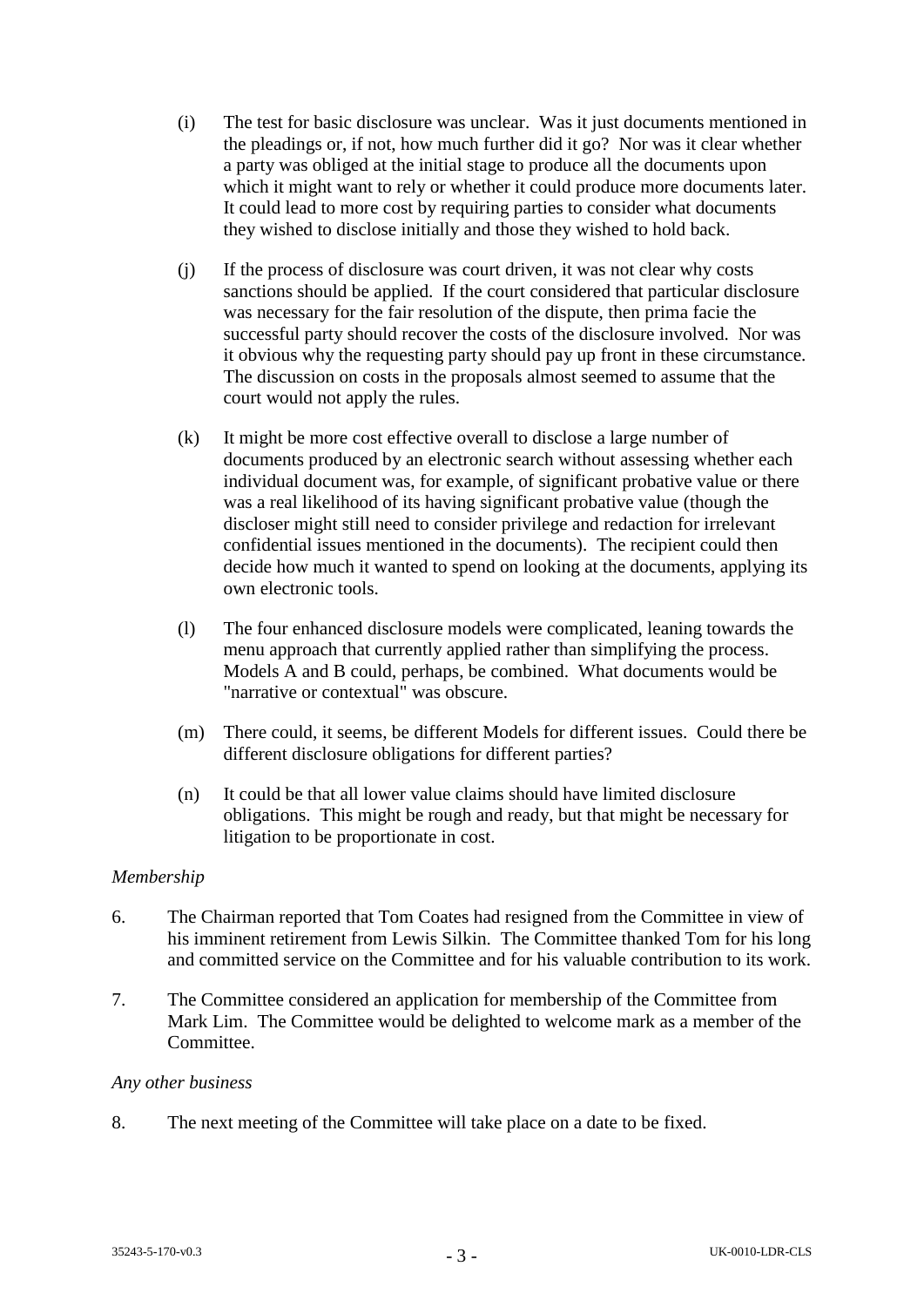(i) The test for basic disclosure was unclear. Was it just documents mentioned in the pleadings or, if not, how much further did it go? Nor was it clear whether a party was obliged at the initial stage to produce all the documents upon which it might want to rely or whether it could produce more documents later. It could lead to more cost by requiring parties to consider what documents they wished to disclose initially and those they wished to hold back.

(j) If the process of disclosure was court driven, it was not clear why costs sanctions should be applied. If the court considered that particular disclosure was necessary for the fair resolution of the dispute, then prima facie the successful party should recover the costs of the disclosure involved. Nor was it obvious why the requesting party should pay up front in these circumstance. The discussion on costs in the proposals almost seemed to assume that the court would not apply the rules.

(k) It might be more cost effective overall to disclose a large number of documents produced by an electronic search without assessing whether each individual document was, for example, of significant probative value or there was a real likelihood of its having significant probative value (though the discloser might still need to consider privilege and redaction for irrelevant confidential issues mentioned in the documents). The recipient could then decide how much it wanted to spend on looking at the documents, applying its own electronic tools.

(l) The four enhanced disclosure models were complicated, leaning towards the menu approach that currently applied rather than simplifying the process. Models A and B could, perhaps, be combined. What documents would be "narrative or contextual" was obscure.

(m) There could, it seems, be different Models for different issues. Could there be different disclosure obligations for different parties?

(n) It could be that all lower value claims should have limited disclosure obligations. This might be rough and ready, but that might be necessary for litigation to be proportionate in cost.

*Membership*

6. The Chairman reported that Tom Coates had resigned from the Committee in view of his imminent retirement from Lewis Silkin. The Committee thanked Tom for his long and committed service on the Committee and for his valuable contribution to its work.

7. The Committee considered an application for membership of the Committee from Mark Lim. The Committee would be delighted to welcome mark as a member of the Committee.

*Any other business*

8. The next meeting of the Committee will take place on a date to be fixed.